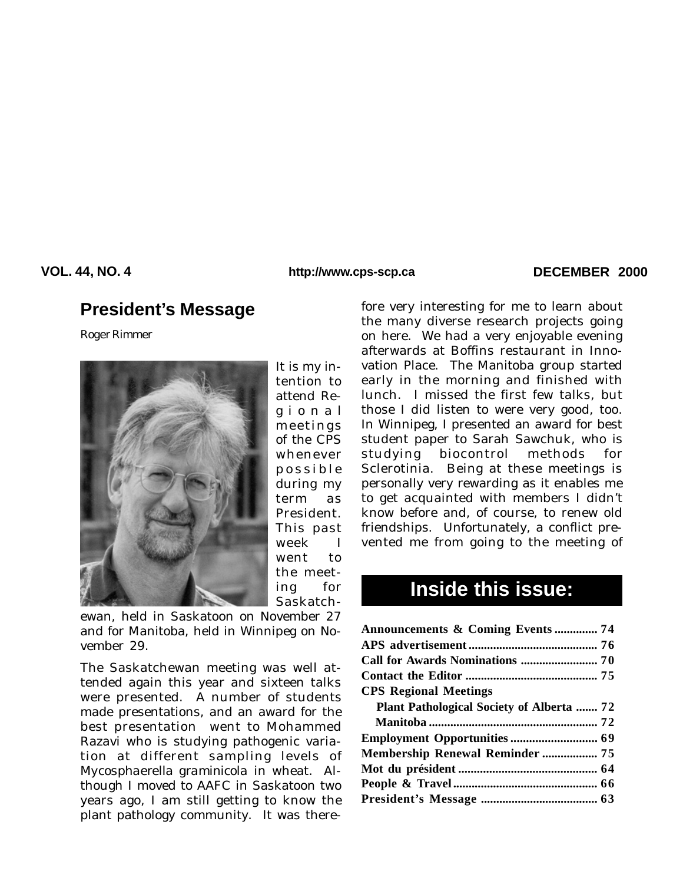## President's Message

Roger Rimmer

It is my intention to attend Regional meetings of the CPS whenever possible during my term as President. This past week I went to the meeting for Saskatchewan, held in Saskatoon on November 27 and for Manitoba, held in Winnipeg on November 29.

The Saskatchewan meeting was well attended again this year and sixteen talks were presented. A number of students made presentations, and an award for the best presentation went to Mohammed Razavi who is studying pathogenic variation at different sampling levels of Mycosphaerella graminicola in wheat. Although I moved to AAFC in Saskatoon two years ago, I am still getting to know the plant pathology community. It was therefore very interesting for me to learn about the many diverse research projects going on here. We had a very enjoyable evening afterwards at Boffins restaurant in Innovation Place. The Manitoba group started early in the morning and finished with lunch. I missed the first few talks, but those I did listen to were very good, too. In Winnipeg, I presented an award for best student paper to Sarah Sawchuk, who is studying biocontrol methods for Sclerotinia. Being at these meetings is personally very rewarding as it enables me to get acquainted with members I didn't know before and, of course, to renew old friendships. Unfortunately, a conflict prevented me from going to the meeting of

## Inside this issue:

| | |
|---|---|
| **Announcements & Coming Events** | **74** |
| **APS advertisement** | **76** |
| **Call for Awards Nominations** | **70** |
| **Contact the Editor** | **75** |
| **CPS Regional Meetings** | |
| **Plant Pathological Society of Alberta** | **72** |
| **Manitoba** | **72** |
| **Employment Opportunities** | **69** |
| **Membership Renewal Reminder** | **75** |
| **Mot du président** | **64** |
| **People & Travel** | **66** |
| **President's Message** | **63** |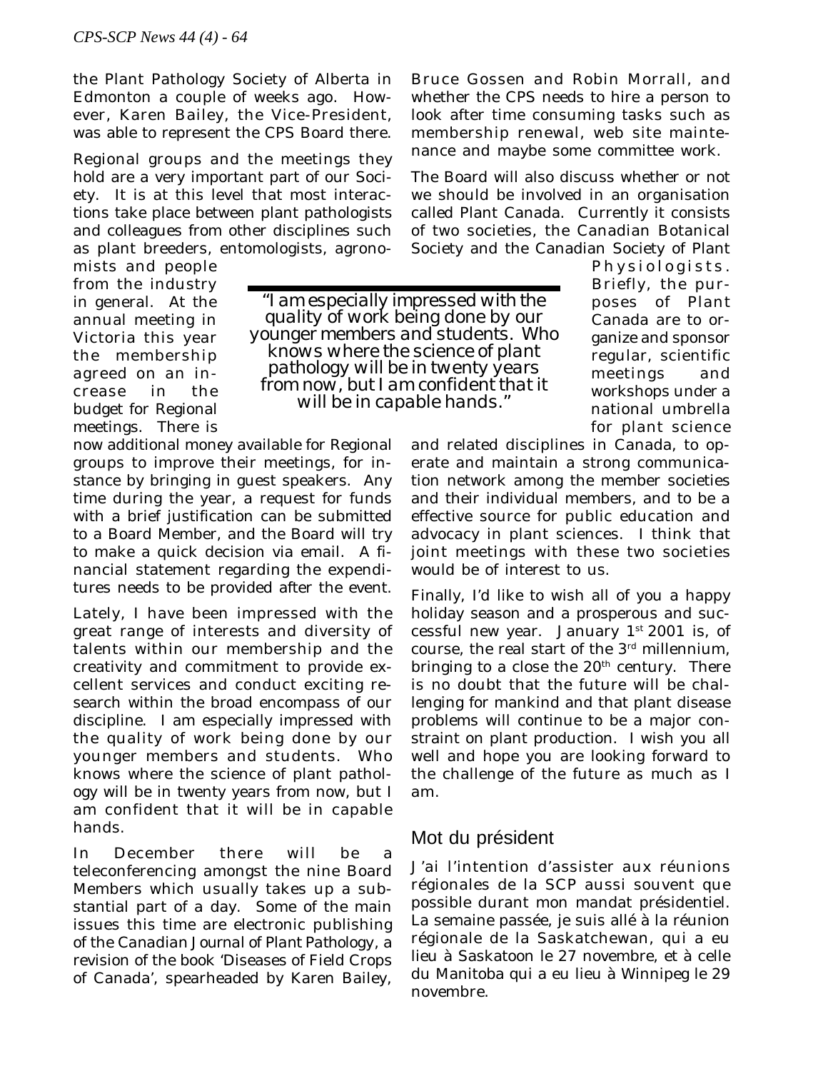the Plant Pathology Society of Alberta in Edmonton a couple of weeks ago. However, Karen Bailey, the Vice-President, was able to represent the CPS Board there.

Regional groups and the meetings they hold are a very important part of our Society. It is at this level that most interactions take place between plant pathologists and colleagues from other disciplines such as plant breeders, entomologists, agronomists and people from the industry in general. At the annual meeting in Victoria this year the membership agreed on an increase in the budget for Regional meetings. There is now additional money available for Regional groups to improve their meetings, for instance by bringing in guest speakers. Any time during the year, a request for funds with a brief justification can be submitted to a Board Member, and the Board will try to make a quick decision via email. A financial statement regarding the expenditures needs to be provided after the event.

Lately, I have been impressed with the great range of interests and diversity of talents within our membership and the creativity and commitment to provide excellent services and conduct exciting research within the broad encompass of our discipline. I am especially impressed with the quality of work being done by our younger members and students. Who knows where the science of plant pathology will be in twenty years from now, but I am confident that it will be in capable hands.

*"I am especially impressed with the quality of work being done by our younger members and students. Who knows where the science of plant pathology will be in twenty years from now, but I am confident that it will be in capable hands."*

In December there will be a teleconferencing amongst the nine Board Members which usually takes up a substantial part of a day. Some of the main issues this time are electronic publishing of the *Canadian Journal of Plant Pathology*, a revision of the book 'Diseases of Field Crops of Canada', spearheaded by Karen Bailey, Bruce Gossen and Robin Morrall, and whether the CPS needs to hire a person to look after time consuming tasks such as membership renewal, web site maintenance and maybe some committee work.

The Board will also discuss whether or not we should be involved in an organisation called Plant Canada. Currently it consists of two societies, the Canadian Botanical Society and the Canadian Society of Plant Physiologists. Briefly, the purposes of Plant Canada are to organize and sponsor regular, scientific meetings and workshops under a national umbrella for plant science and related disciplines in Canada, to operate and maintain a strong communication network among the member societies and their individual members, and to be a effective source for public education and advocacy in plant sciences. I think that joint meetings with these two societies would be of interest to us.

Finally, I'd like to wish all of you a happy holiday season and a prosperous and successful new year. January 1st 2001 is, of course, the real start of the 3rd millennium, bringing to a close the 20th century. There is no doubt that the future will be challenging for mankind and that plant disease problems will continue to be a major constraint on plant production. I wish you all well and hope you are looking forward to the challenge of the future as much as I am.

## Mot du président

J'ai l'intention d'assister aux réunions régionales de la SCP aussi souvent que possible durant mon mandat présidentiel. La semaine passée, je suis allé à la réunion régionale de la Saskatchewan, qui a eu lieu à Saskatoon le 27 novembre, et à celle du Manitoba qui a eu lieu à Winnipeg le 29 novembre.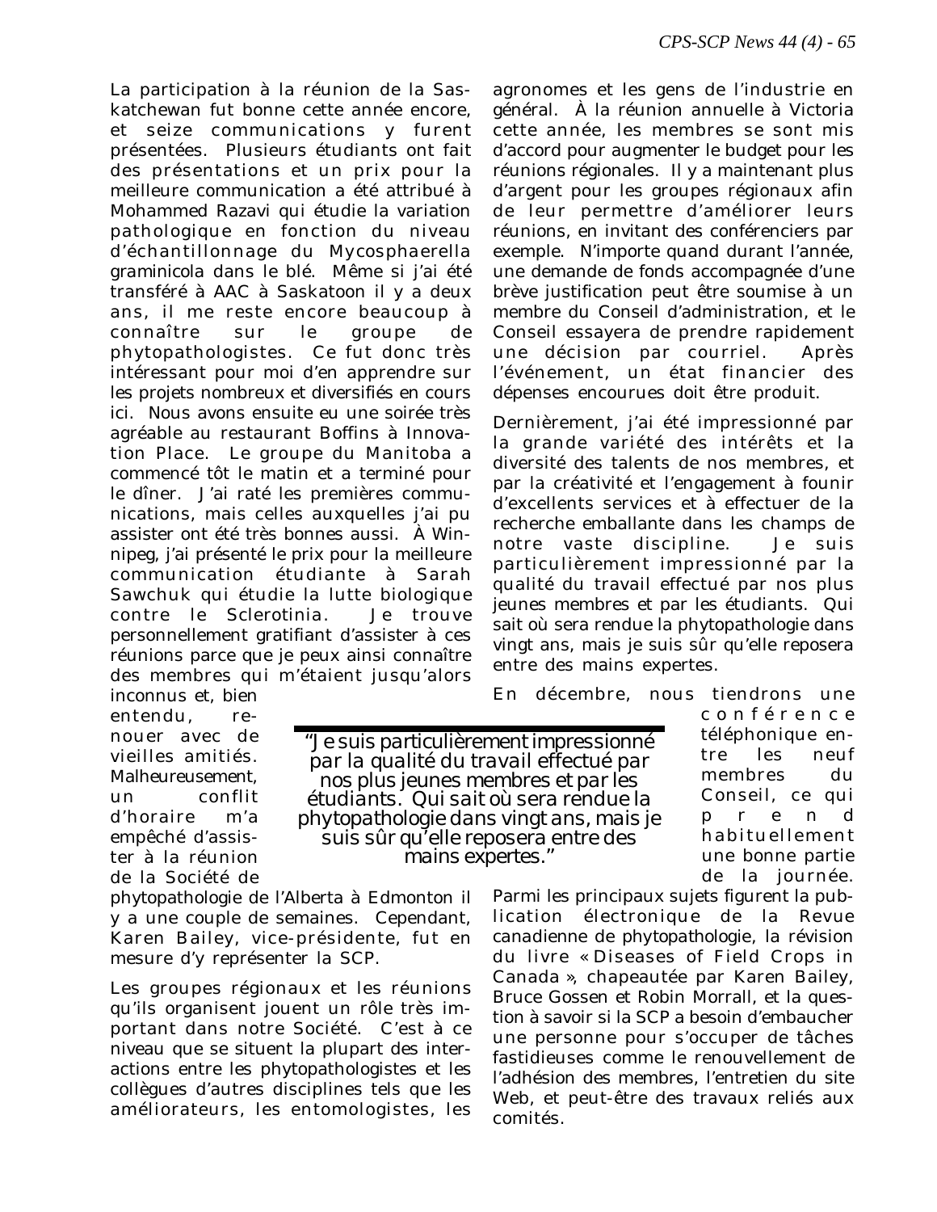La participation à la réunion de la Saskatchewan fut bonne cette année encore, et seize communications y furent présentées. Plusieurs étudiants ont fait des présentations et un prix pour la meilleure communication a été attribué à Mohammed Razavi qui étudie la variation pathologique en fonction du niveau d'échantillonnage du *Mycosphaerella graminicola* dans le blé. Même si j'ai été transféré à AAC à Saskatoon il y a deux ans, il me reste encore beaucoup à connaître sur le groupe de phytopathologistes. Ce fut donc très intéressant pour moi d'en apprendre sur les projets nombreux et diversifiés en cours ici. Nous avons ensuite eu une soirée très agréable au restaurant Boffins à Innovation Place. Le groupe du Manitoba a commencé tôt le matin et a terminé pour le dîner. J'ai raté les premières communications, mais celles auxquelles j'ai pu assister ont été très bonnes aussi. À Winnipeg, j'ai présenté le prix pour la meilleure communication étudiante à Sarah Sawchuk qui étudie la lutte biologique contre le Sclerotinia. Je trouve personnellement gratifiant d'assister à ces réunions parce que je peux ainsi connaître des membres qui m'étaient jusqu'alors inconnus et, bien entendu, renouer avec de vieilles amitiés. Malheureusement, un conflit d'horaire m'a empêché d'assister à la réunion de la Société de phytopathologie de l'Alberta à Edmonton il y a une couple de semaines. Cependant, Karen Bailey, vice-présidente, fut en mesure d'y représenter la SCP.

Les groupes régionaux et les réunions qu'ils organisent jouent un rôle très important dans notre Société. C'est à ce niveau que se situent la plupart des interactions entre les phytopathologistes et les collègues d'autres disciplines tels que les améliorateurs, les entomologistes, les agronomes et les gens de l'industrie en général. À la réunion annuelle à Victoria cette année, les membres se sont mis d'accord pour augmenter le budget pour les réunions régionales. Il y a maintenant plus d'argent pour les groupes régionaux afin de leur permettre d'améliorer leurs réunions, en invitant des conférenciers par exemple. N'importe quand durant l'année, une demande de fonds accompagnée d'une brève justification peut être soumise à un membre du Conseil d'administration, et le Conseil essayera de prendre rapidement une décision par courriel. Après l'événement, un état financier des dépenses encourues doit être produit.

Dernièrement, j'ai été impressionné par la grande variété des intérêts et la diversité des talents de nos membres, et par la créativité et l'engagement à founir d'excellents services et à effectuer de la recherche emballante dans les champs de notre vaste discipline. Je suis particulièrement impressionné par la qualité du travail effectué par nos plus jeunes membres et par les étudiants. Qui sait où sera rendue la phytopathologie dans vingt ans, mais je suis sûr qu'elle reposera entre des mains expertes.

> "Je suis particulièrement impressionné par la qualité du travail effectué par nos plus jeunes membres et par les étudiants. Qui sait où sera rendue la phytopathologie dans vingt ans, mais je suis sûr qu'elle reposera entre des mains expertes."

En décembre, nous tiendrons une conférence téléphonique entre les neuf membres du Conseil, ce qui prend habituellement une bonne partie de la journée. Parmi les principaux sujets figurent la publication électronique de la Revue canadienne de phytopathologie, la révision du livre « Diseases of Field Crops in Canada », chapeautée par Karen Bailey, Bruce Gossen et Robin Morrall, et la question à savoir si la SCP a besoin d'embaucher une personne pour s'occuper de tâches fastidieuses comme le renouvellement de l'adhésion des membres, l'entretien du site Web, et peut-être des travaux reliés aux comités.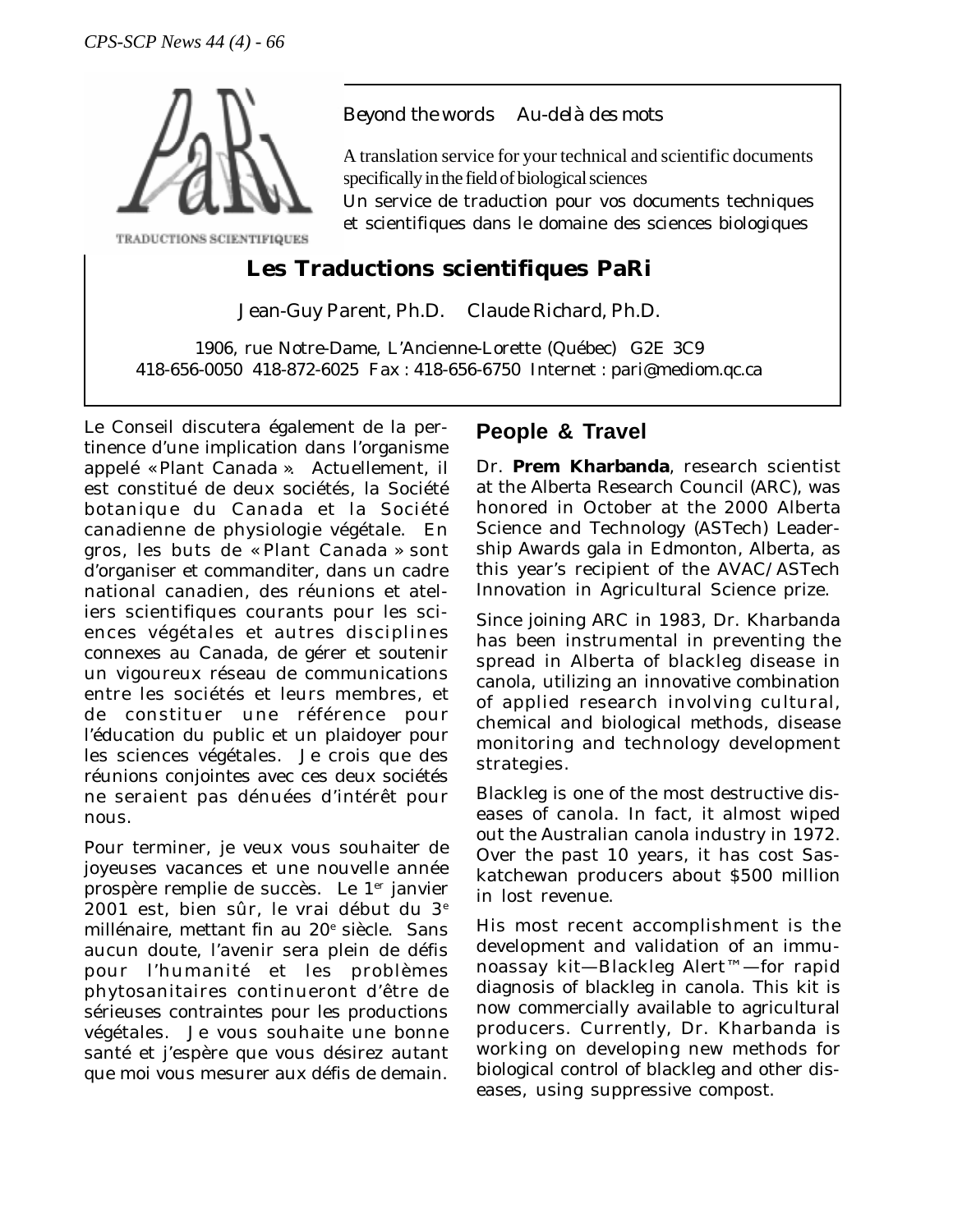TRADUCTIONS SCIENTIFIQUES

*Beyond the words   Au-delà des mots*

A translation service for your technical and scientific documents specifically in the field of biological sciences
Un service de traduction pour vos documents techniques et scientifiques dans le domaine des sciences biologiques

## Les Traductions scientifiques PaRi

Jean-Guy Parent, Ph.D.   Claude Richard, Ph.D.

1906, rue Notre-Dame, L'Ancienne-Lorette (Québec) G2E 3C9
418-656-0050 418-872-6025 Fax : 418-656-6750 Internet : pari@mediom.qc.ca

Le Conseil discutera également de la pertinence d'une implication dans l'organisme appelé « Plant Canada ». Actuellement, il est constitué de deux sociétés, la Société botanique du Canada et la Société canadienne de physiologie végétale. En gros, les buts de « Plant Canada » sont d'organiser et commanditer, dans un cadre national canadien, des réunions et ateliers scientifiques courants pour les sciences végétales et autres disciplines connexes au Canada, de gérer et soutenir un vigoureux réseau de communications entre les sociétés et leurs membres, et de constituer une référence pour l'éducation du public et un plaidoyer pour les sciences végétales. Je crois que des réunions conjointes avec ces deux sociétés ne seraient pas dénuées d'intérêt pour nous.

Pour terminer, je veux vous souhaiter de joyeuses vacances et une nouvelle année prospère remplie de succès. Le 1er janvier 2001 est, bien sûr, le vrai début du 3e millénaire, mettant fin au 20e siècle. Sans aucun doute, l'avenir sera plein de défis pour l'humanité et les problèmes phytosanitaires continueront d'être de sérieuses contraintes pour les productions végétales. Je vous souhaite une bonne santé et j'espère que vous désirez autant que moi vous mesurer aux défis de demain.

## People & Travel

Dr. **Prem Kharbanda**, research scientist at the Alberta Research Council (ARC), was honored in October at the 2000 Alberta Science and Technology (ASTech) Leadership Awards gala in Edmonton, Alberta, as this year's recipient of the AVAC/ASTech Innovation in Agricultural Science prize.

Since joining ARC in 1983, Dr. Kharbanda has been instrumental in preventing the spread in Alberta of blackleg disease in canola, utilizing an innovative combination of applied research involving cultural, chemical and biological methods, disease monitoring and technology development strategies.

Blackleg is one of the most destructive diseases of canola. In fact, it almost wiped out the Australian canola industry in 1972. Over the past 10 years, it has cost Saskatchewan producers about $500 million in lost revenue.

His most recent accomplishment is the development and validation of an immunoassay kit—Blackleg Alert™—for rapid diagnosis of blackleg in canola. This kit is now commercially available to agricultural producers. Currently, Dr. Kharbanda is working on developing new methods for biological control of blackleg and other diseases, using suppressive compost.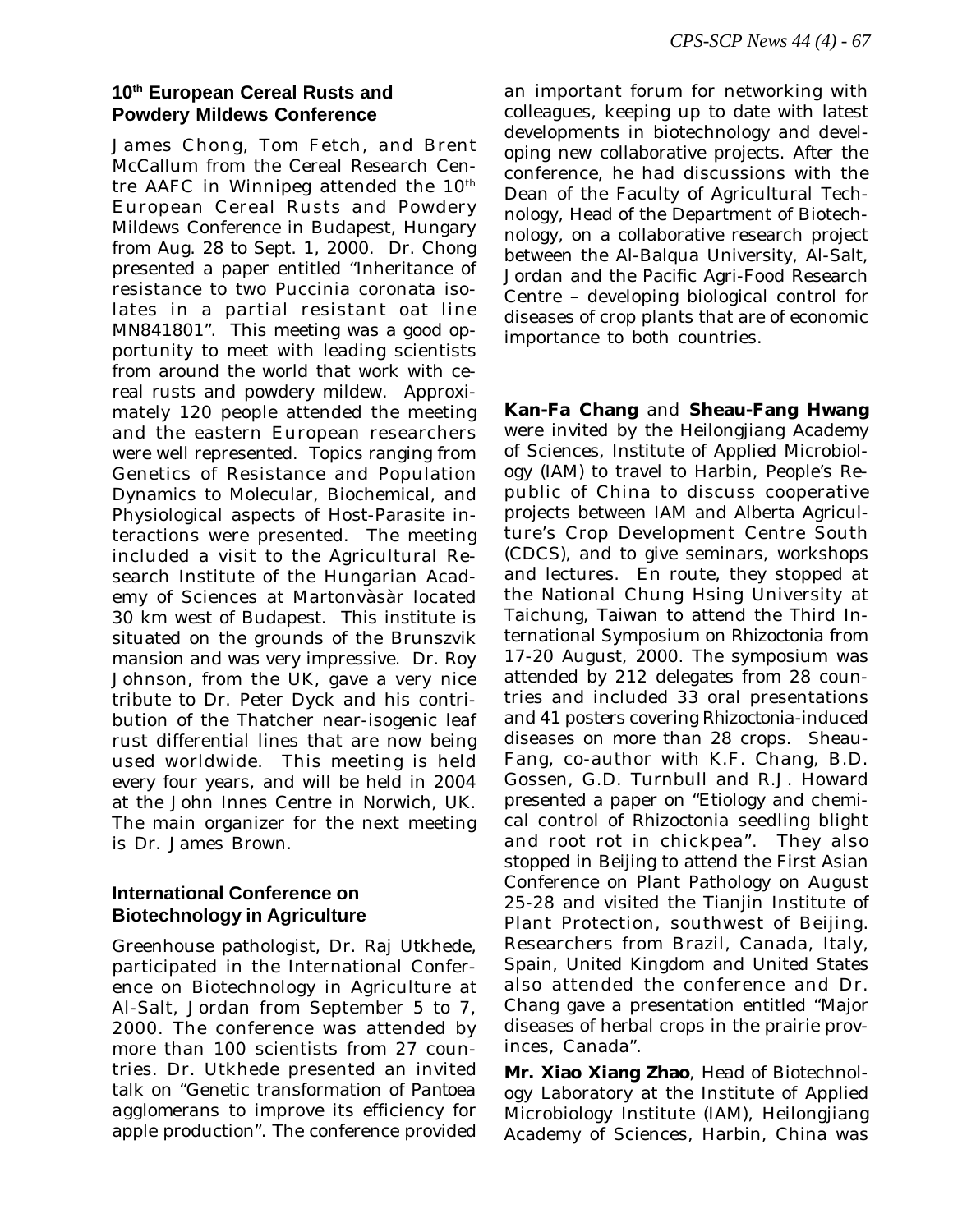## 10th European Cereal Rusts and Powdery Mildews Conference

James Chong, Tom Fetch, and Brent McCallum from the Cereal Research Centre AAFC in Winnipeg attended the 10th European Cereal Rusts and Powdery Mildews Conference in Budapest, Hungary from Aug. 28 to Sept. 1, 2000. Dr. Chong presented a paper entitled "Inheritance of resistance to two *Puccinia coronata* isolates in a partial resistant oat line MN841801". This meeting was a good opportunity to meet with leading scientists from around the world that work with cereal rusts and powdery mildew. Approximately 120 people attended the meeting and the eastern European researchers were well represented. Topics ranging from Genetics of Resistance and Population Dynamics to Molecular, Biochemical, and Physiological aspects of Host-Parasite interactions were presented. The meeting included a visit to the Agricultural Research Institute of the Hungarian Academy of Sciences at Martonvàsàr located 30 km west of Budapest. This institute is situated on the grounds of the Brunszvik mansion and was very impressive. Dr. Roy Johnson, from the UK, gave a very nice tribute to Dr. Peter Dyck and his contribution of the Thatcher near-isogenic leaf rust differential lines that are now being used worldwide. This meeting is held every four years, and will be held in 2004 at the John Innes Centre in Norwich, UK. The main organizer for the next meeting is Dr. James Brown.

## International Conference on Biotechnology in Agriculture

Greenhouse pathologist, Dr. Raj Utkhede, participated in the International Conference on Biotechnology in Agriculture at Al-Salt, Jordan from September 5 to 7, 2000. The conference was attended by more than 100 scientists from 27 countries. Dr. Utkhede presented an invited talk on "Genetic transformation of *Pantoea agglomerans* to improve its efficiency for apple production". The conference provided an important forum for networking with colleagues, keeping up to date with latest developments in biotechnology and developing new collaborative projects. After the conference, he had discussions with the Dean of the Faculty of Agricultural Technology, Head of the Department of Biotechnology, on a collaborative research project between the Al-Balqua University, Al-Salt, Jordan and the Pacific Agri-Food Research Centre – developing biological control for diseases of crop plants that are of economic importance to both countries.

**Kan-Fa Chang** and **Sheau-Fang Hwang** were invited by the Heilongjiang Academy of Sciences, Institute of Applied Microbiology (IAM) to travel to Harbin, People's Republic of China to discuss cooperative projects between IAM and Alberta Agriculture's Crop Development Centre South (CDCS), and to give seminars, workshops and lectures. En route, they stopped at the National Chung Hsing University at Taichung, Taiwan to attend the Third International Symposium on *Rhizoctonia* from 17-20 August, 2000. The symposium was attended by 212 delegates from 28 countries and included 33 oral presentations and 41 posters covering *Rhizoctonia*-induced diseases on more than 28 crops. Sheau-Fang, co-author with K.F. Chang, B.D. Gossen, G.D. Turnbull and R.J. Howard presented a paper on "Etiology and chemical control of *Rhizoctonia* seedling blight and root rot in chickpea". They also stopped in Beijing to attend the First Asian Conference on Plant Pathology on August 25-28 and visited the Tianjin Institute of Plant Protection, southwest of Beijing. Researchers from Brazil, Canada, Italy, Spain, United Kingdom and United States also attended the conference and Dr. Chang gave a presentation entitled "Major diseases of herbal crops in the prairie provinces, Canada".

**Mr. Xiao Xiang Zhao**, Head of Biotechnology Laboratory at the Institute of Applied Microbiology Institute (IAM), Heilongjiang Academy of Sciences, Harbin, China was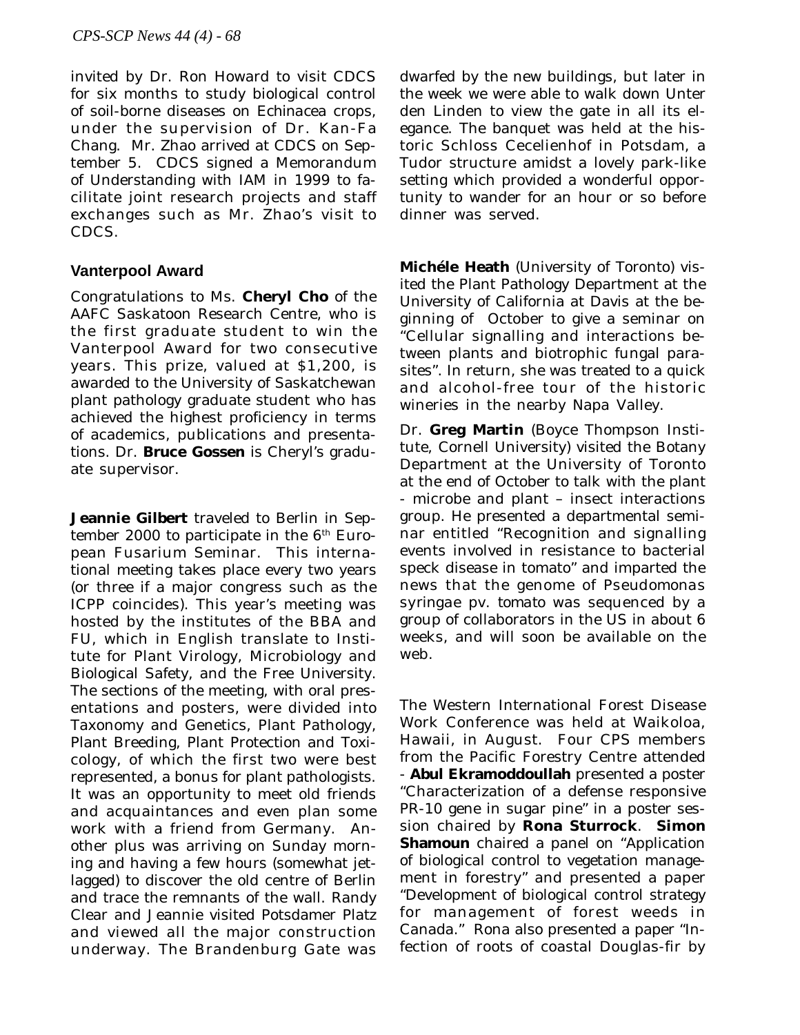invited by Dr. Ron Howard to visit CDCS for six months to study biological control of soil-borne diseases on Echinacea crops, under the supervision of Dr. Kan-Fa Chang. Mr. Zhao arrived at CDCS on September 5. CDCS signed a Memorandum of Understanding with IAM in 1999 to facilitate joint research projects and staff exchanges such as Mr. Zhao's visit to CDCS.

### Vanterpool Award

Congratulations to Ms. **Cheryl Cho** of the AAFC Saskatoon Research Centre, who is the first graduate student to win the Vanterpool Award for two consecutive years. This prize, valued at $1,200, is awarded to the University of Saskatchewan plant pathology graduate student who has achieved the highest proficiency in terms of academics, publications and presentations. Dr. **Bruce Gossen** is Cheryl's graduate supervisor.

**Jeannie Gilbert** traveled to Berlin in September 2000 to participate in the 6th European Fusarium Seminar. This international meeting takes place every two years (or three if a major congress such as the ICPP coincides). This year's meeting was hosted by the institutes of the BBA and FU, which in English translate to Institute for Plant Virology, Microbiology and Biological Safety, and the Free University. The sections of the meeting, with oral presentations and posters, were divided into Taxonomy and Genetics, Plant Pathology, Plant Breeding, Plant Protection and Toxicology, of which the first two were best represented, a bonus for plant pathologists. It was an opportunity to meet old friends and acquaintances and even plan some work with a friend from Germany. Another plus was arriving on Sunday morning and having a few hours (somewhat jetlagged) to discover the old centre of Berlin and trace the remnants of the wall. Randy Clear and Jeannie visited Potsdamer Platz and viewed all the major construction underway. The Brandenburg Gate was dwarfed by the new buildings, but later in the week we were able to walk down Unter den Linden to view the gate in all its elegance. The banquet was held at the historic Schloss Cecelienhof in Potsdam, a Tudor structure amidst a lovely park-like setting which provided a wonderful opportunity to wander for an hour or so before dinner was served.

**Michéle Heath** (University of Toronto) visited the Plant Pathology Department at the University of California at Davis at the beginning of October to give a seminar on "Cellular signalling and interactions between plants and biotrophic fungal parasites". In return, she was treated to a quick and alcohol-free tour of the historic wineries in the nearby Napa Valley.

Dr. **Greg Martin** (Boyce Thompson Institute, Cornell University) visited the Botany Department at the University of Toronto at the end of October to talk with the plant - microbe and plant – insect interactions group. He presented a departmental seminar entitled "Recognition and signalling events involved in resistance to bacterial speck disease in tomato" and imparted the news that the genome of *Pseudomonas syringae* pv. *tomato* was sequenced by a group of collaborators in the US in about 6 weeks, and will soon be available on the web.

The Western International Forest Disease Work Conference was held at Waikoloa, Hawaii, in August. Four CPS members from the Pacific Forestry Centre attended - **Abul Ekramoddoullah** presented a poster "Characterization of a defense responsive PR-10 gene in sugar pine" in a poster session chaired by **Rona Sturrock**. **Simon Shamoun** chaired a panel on "Application of biological control to vegetation management in forestry" and presented a paper "Development of biological control strategy for management of forest weeds in Canada." Rona also presented a paper "Infection of roots of coastal Douglas-fir by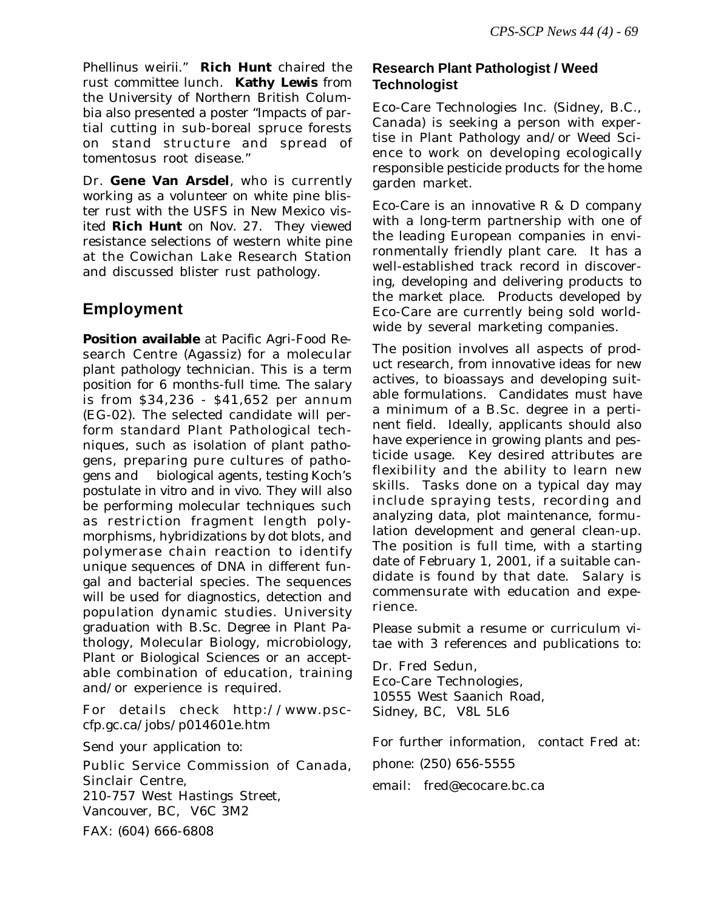Phellinus weirii." **Rich Hunt** chaired the rust committee lunch. **Kathy Lewis** from the University of Northern British Columbia also presented a poster "Impacts of partial cutting in sub-boreal spruce forests on stand structure and spread of tomentosus root disease."

Dr. **Gene Van Arsdel**, who is currently working as a volunteer on white pine blister rust with the USFS in New Mexico visited **Rich Hunt** on Nov. 27. They viewed resistance selections of western white pine at the Cowichan Lake Research Station and discussed blister rust pathology.

## Employment

**Position available** at Pacific Agri-Food Research Centre (Agassiz) for a molecular plant pathology technician. This is a term position for 6 months-full time. The salary is from $34,236 - $41,652 per annum (EG-02). The selected candidate will perform standard Plant Pathological techniques, such as isolation of plant pathogens, preparing pure cultures of pathogens and biological agents, testing Koch's postulate in vitro and in vivo. They will also be performing molecular techniques such as restriction fragment length polymorphisms, hybridizations by dot blots, and polymerase chain reaction to identify unique sequences of DNA in different fungal and bacterial species. The sequences will be used for diagnostics, detection and population dynamic studies. University graduation with B.Sc. Degree in Plant Pathology, Molecular Biology, microbiology, Plant or Biological Sciences or an acceptable combination of education, training and/or experience is required.

For details check http://www.psc-cfp.gc.ca/jobs/p014601e.htm

Send your application to:

Public Service Commission of Canada,
Sinclair Centre,
210-757 West Hastings Street,
Vancouver, BC, V6C 3M2

FAX: (604) 666-6808

### Research Plant Pathologist / Weed Technologist

Eco-Care Technologies Inc. (Sidney, B.C., Canada) is seeking a person with expertise in Plant Pathology and/or Weed Science to work on developing ecologically responsible pesticide products for the home garden market.

Eco-Care is an innovative R & D company with a long-term partnership with one of the leading European companies in environmentally friendly plant care. It has a well-established track record in discovering, developing and delivering products to the market place. Products developed by Eco-Care are currently being sold worldwide by several marketing companies.

The position involves all aspects of product research, from innovative ideas for new actives, to bioassays and developing suitable formulations. Candidates must have a minimum of a B.Sc. degree in a pertinent field. Ideally, applicants should also have experience in growing plants and pesticide usage. Key desired attributes are flexibility and the ability to learn new skills. Tasks done on a typical day may include spraying tests, recording and analyzing data, plot maintenance, formulation development and general clean-up. The position is full time, with a starting date of February 1, 2001, if a suitable candidate is found by that date. Salary is commensurate with education and experience.

Please submit a resume or curriculum vitae with 3 references and publications to:

Dr. Fred Sedun,
Eco-Care Technologies,
10555 West Saanich Road,
Sidney, BC, V8L 5L6

For further information, contact Fred at:

phone: (250) 656-5555

email: fred@ecocare.bc.ca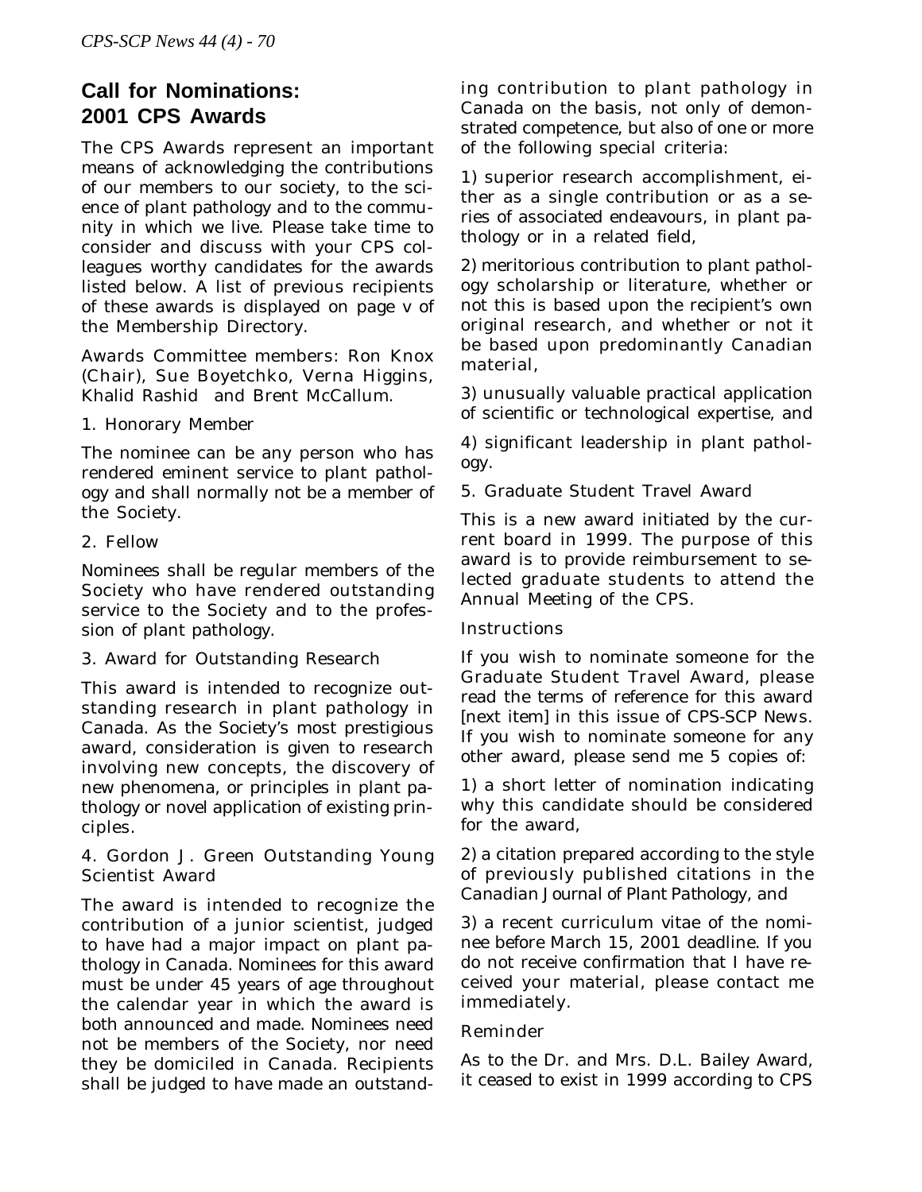## Call for Nominations: 2001 CPS Awards

The CPS Awards represent an important means of acknowledging the contributions of our members to our society, to the science of plant pathology and to the community in which we live. Please take time to consider and discuss with your CPS colleagues worthy candidates for the awards listed below. A list of previous recipients of these awards is displayed on page v of the Membership Directory.

Awards Committee members: Ron Knox (Chair), Sue Boyetchko, Verna Higgins, Khalid Rashid and Brent McCallum.

1. Honorary Member

The nominee can be any person who has rendered eminent service to plant pathology and shall normally not be a member of the Society.

2. Fellow

Nominees shall be regular members of the Society who have rendered outstanding service to the Society and to the profession of plant pathology.

3. Award for Outstanding Research

This award is intended to recognize outstanding research in plant pathology in Canada. As the Society's most prestigious award, consideration is given to research involving new concepts, the discovery of new phenomena, or principles in plant pathology or novel application of existing principles.

4. Gordon J. Green Outstanding Young Scientist Award

The award is intended to recognize the contribution of a junior scientist, judged to have had a major impact on plant pathology in Canada. Nominees for this award must be under 45 years of age throughout the calendar year in which the award is both announced and made. Nominees need not be members of the Society, nor need they be domiciled in Canada. Recipients shall be judged to have made an outstanding contribution to plant pathology in Canada on the basis, not only of demonstrated competence, but also of one or more of the following special criteria:

1) superior research accomplishment, either as a single contribution or as a series of associated endeavours, in plant pathology or in a related field,

2) meritorious contribution to plant pathology scholarship or literature, whether or not this is based upon the recipient's own original research, and whether or not it be based upon predominantly Canadian material,

3) unusually valuable practical application of scientific or technological expertise, and

4) significant leadership in plant pathology.

5. Graduate Student Travel Award

This is a new award initiated by the current board in 1999. The purpose of this award is to provide reimbursement to selected graduate students to attend the Annual Meeting of the CPS.

Instructions

If you wish to nominate someone for the Graduate Student Travel Award, please read the terms of reference for this award [next item] in this issue of CPS-SCP News. If you wish to nominate someone for any other award, please send me 5 copies of:

1) a short letter of nomination indicating why this candidate should be considered for the award,

2) a citation prepared according to the style of previously published citations in the Canadian Journal of Plant Pathology, and

3) a recent curriculum vitae of the nominee before March 15, 2001 deadline. If you do not receive confirmation that I have received your material, please contact me immediately.

Reminder

As to the Dr. and Mrs. D.L. Bailey Award, it ceased to exist in 1999 according to CPS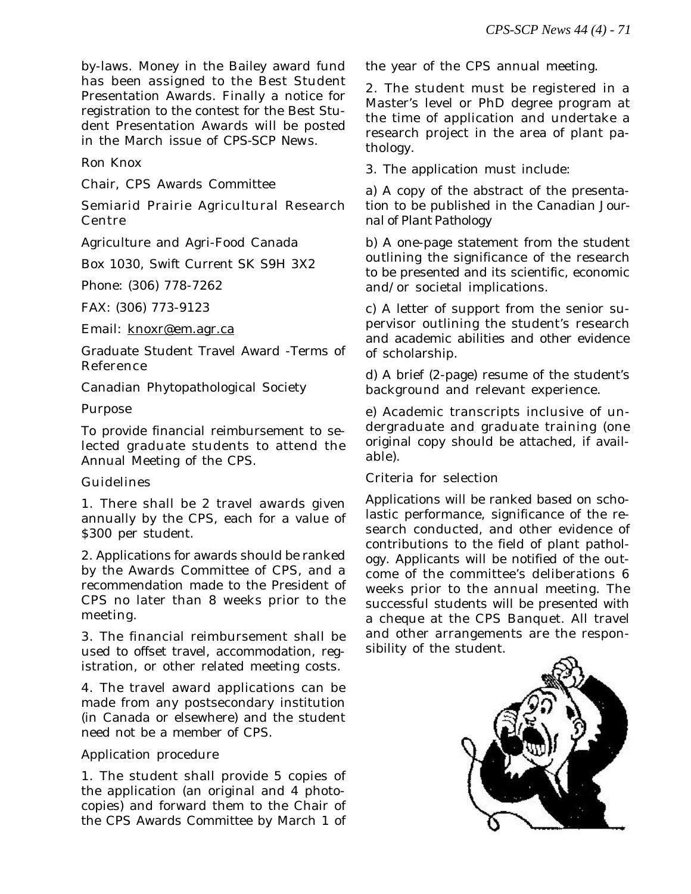by-laws. Money in the Bailey award fund has been assigned to the Best Student Presentation Awards. Finally a notice for registration to the contest for the Best Student Presentation Awards will be posted in the March issue of CPS-SCP News.

Ron Knox

Chair, CPS Awards Committee

Semiarid Prairie Agricultural Research Centre

Agriculture and Agri-Food Canada

Box 1030, Swift Current SK S9H 3X2

Phone: (306) 778-7262

FAX: (306) 773-9123

Email: knoxr@em.agr.ca

## Graduate Student Travel Award -Terms of Reference

Canadian Phytopathological Society

### Purpose

To provide financial reimbursement to selected graduate students to attend the Annual Meeting of the CPS.

### Guidelines

1. There shall be 2 travel awards given annually by the CPS, each for a value of $300 per student.

2. Applications for awards should be ranked by the Awards Committee of CPS, and a recommendation made to the President of CPS no later than 8 weeks prior to the meeting.

3. The financial reimbursement shall be used to offset travel, accommodation, registration, or other related meeting costs.

4. The travel award applications can be made from any postsecondary institution (in Canada or elsewhere) and the student need not be a member of CPS.

### Application procedure

1. The student shall provide 5 copies of the application (an original and 4 photocopies) and forward them to the Chair of the CPS Awards Committee by March 1 of the year of the CPS annual meeting.

2. The student must be registered in a Master's level or PhD degree program at the time of application and undertake a research project in the area of plant pathology.

3. The application must include:

a) A copy of the abstract of the presentation to be published in the Canadian Journal of Plant Pathology

b) A one-page statement from the student outlining the significance of the research to be presented and its scientific, economic and/or societal implications.

c) A letter of support from the senior supervisor outlining the student's research and academic abilities and other evidence of scholarship.

d) A brief (2-page) resume of the student's background and relevant experience.

e) Academic transcripts inclusive of undergraduate and graduate training (one original copy should be attached, if available).

### Criteria for selection

Applications will be ranked based on scholastic performance, significance of the research conducted, and other evidence of contributions to the field of plant pathology. Applicants will be notified of the outcome of the committee's deliberations 6 weeks prior to the annual meeting. The successful students will be presented with a cheque at the CPS Banquet. All travel and other arrangements are the responsibility of the student.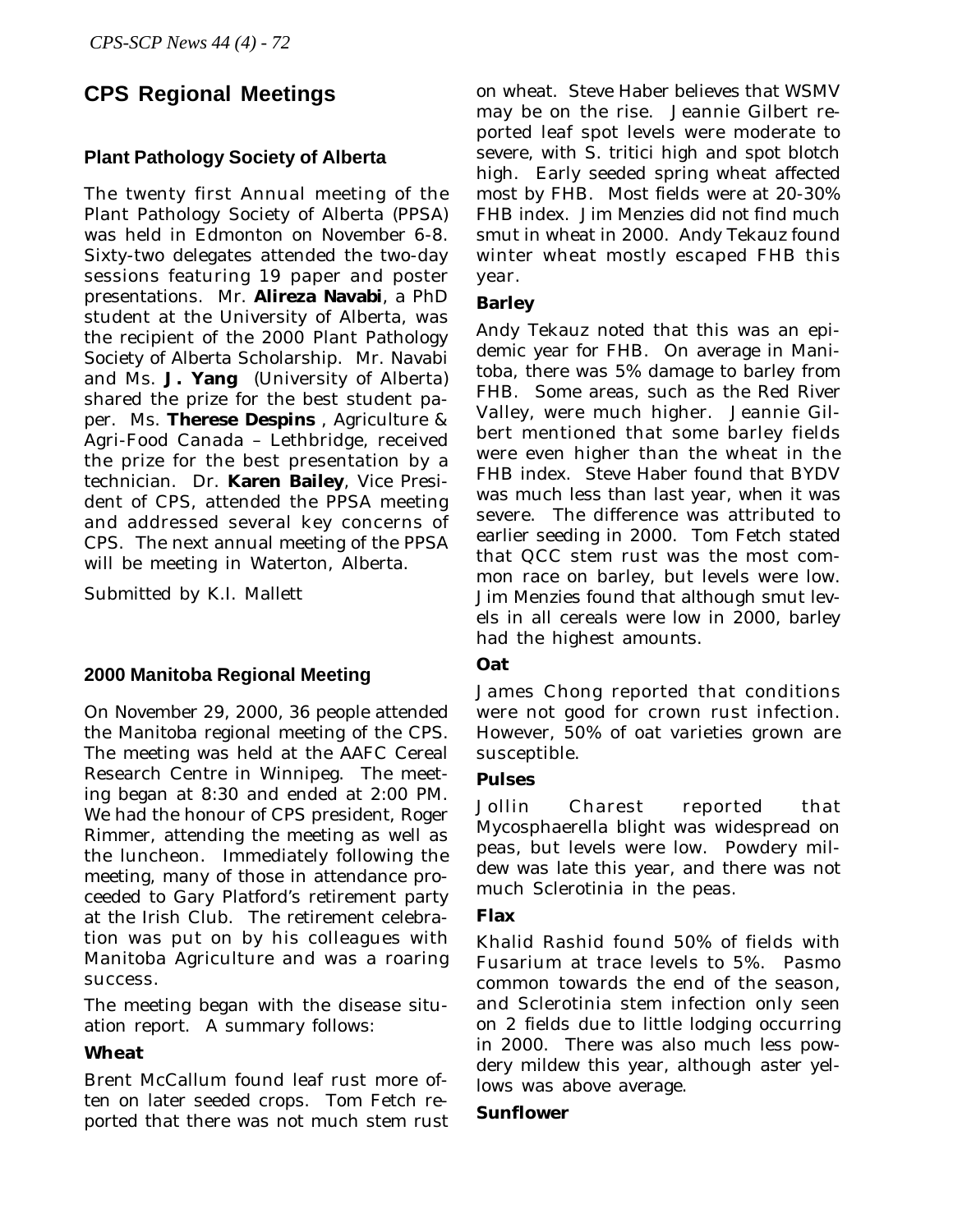# CPS Regional Meetings

## Plant Pathology Society of Alberta

The twenty first Annual meeting of the Plant Pathology Society of Alberta (PPSA) was held in Edmonton on November 6-8. Sixty-two delegates attended the two-day sessions featuring 19 paper and poster presentations. Mr. **Alireza Navabi**, a PhD student at the University of Alberta, was the recipient of the 2000 Plant Pathology Society of Alberta Scholarship. Mr. Navabi and Ms. **J. Yang** (University of Alberta) shared the prize for the best student paper. Ms. **Therese Despins** , Agriculture & Agri-Food Canada – Lethbridge, received the prize for the best presentation by a technician. Dr. **Karen Bailey**, Vice President of CPS, attended the PPSA meeting and addressed several key concerns of CPS. The next annual meeting of the PPSA will be meeting in Waterton, Alberta.

Submitted by K.I. Mallett

## 2000 Manitoba Regional Meeting

On November 29, 2000, 36 people attended the Manitoba regional meeting of the CPS. The meeting was held at the AAFC Cereal Research Centre in Winnipeg. The meeting began at 8:30 and ended at 2:00 PM. We had the honour of CPS president, Roger Rimmer, attending the meeting as well as the luncheon. Immediately following the meeting, many of those in attendance proceeded to Gary Platford's retirement party at the Irish Club. The retirement celebration was put on by his colleagues with Manitoba Agriculture and was a roaring success.

The meeting began with the disease situation report. A summary follows:

### Wheat

Brent McCallum found leaf rust more often on later seeded crops. Tom Fetch reported that there was not much stem rust on wheat. Steve Haber believes that WSMV may be on the rise. Jeannie Gilbert reported leaf spot levels were moderate to severe, with S. tritici high and spot blotch high. Early seeded spring wheat affected most by FHB. Most fields were at 20-30% FHB index. Jim Menzies did not find much smut in wheat in 2000. Andy Tekauz found winter wheat mostly escaped FHB this year.

### Barley

Andy Tekauz noted that this was an epidemic year for FHB. On average in Manitoba, there was 5% damage to barley from FHB. Some areas, such as the Red River Valley, were much higher. Jeannie Gilbert mentioned that some barley fields were even higher than the wheat in the FHB index. Steve Haber found that BYDV was much less than last year, when it was severe. The difference was attributed to earlier seeding in 2000. Tom Fetch stated that QCC stem rust was the most common race on barley, but levels were low. Jim Menzies found that although smut levels in all cereals were low in 2000, barley had the highest amounts.

### Oat

James Chong reported that conditions were not good for crown rust infection. However, 50% of oat varieties grown are susceptible.

### Pulses

Jollin Charest reported that Mycosphaerella blight was widespread on peas, but levels were low. Powdery mildew was late this year, and there was not much Sclerotinia in the peas.

### Flax

Khalid Rashid found 50% of fields with Fusarium at trace levels to 5%. Pasmo common towards the end of the season, and Sclerotinia stem infection only seen on 2 fields due to little lodging occurring in 2000. There was also much less powdery mildew this year, although aster yellows was above average.

### Sunflower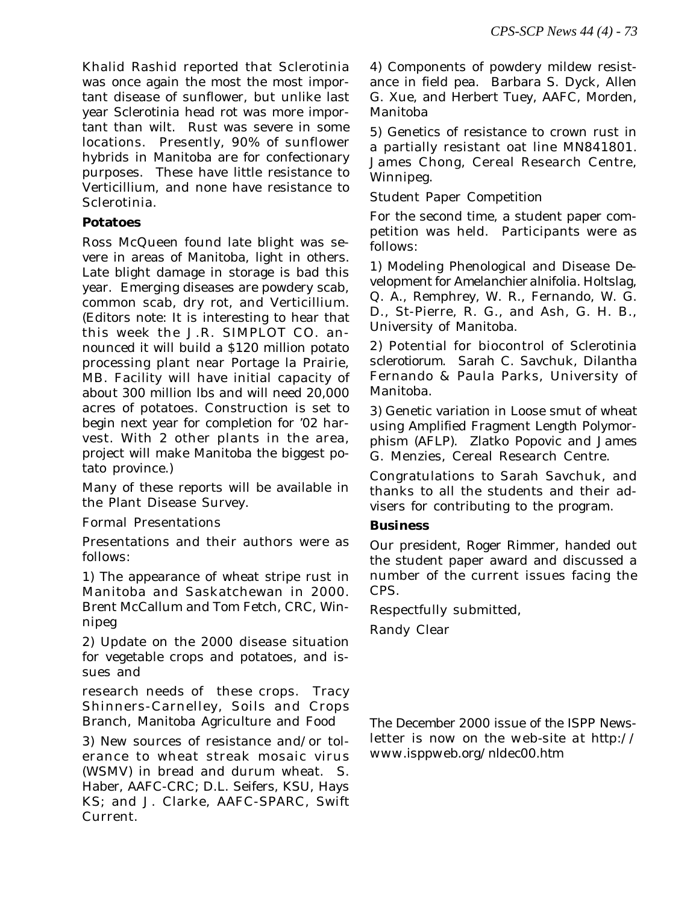Khalid Rashid reported that Sclerotinia was once again the most the most important disease of sunflower, but unlike last year Sclerotinia head rot was more important than wilt. Rust was severe in some locations. Presently, 90% of sunflower hybrids in Manitoba are for confectionary purposes. These have little resistance to Verticillium, and none have resistance to Sclerotinia.

**Potatoes**

Ross McQueen found late blight was severe in areas of Manitoba, light in others. Late blight damage in storage is bad this year. Emerging diseases are powdery scab, common scab, dry rot, and Verticillium. (Editors note: It is interesting to hear that this week the J.R. SIMPLOT CO. announced it will build a $120 million potato processing plant near Portage la Prairie, MB. Facility will have initial capacity of about 300 million lbs and will need 20,000 acres of potatoes. Construction is set to begin next year for completion for '02 harvest. With 2 other plants in the area, project will make Manitoba the biggest potato province.)

Many of these reports will be available in the Plant Disease Survey.

Formal Presentations

Presentations and their authors were as follows:

1) The appearance of wheat stripe rust in Manitoba and Saskatchewan in 2000. Brent McCallum and Tom Fetch, CRC, Winnipeg

2) Update on the 2000 disease situation for vegetable crops and potatoes, and issues and

research needs of these crops. Tracy Shinners-Carnelley, Soils and Crops Branch, Manitoba Agriculture and Food

3) New sources of resistance and/or tolerance to wheat streak mosaic virus (WSMV) in bread and durum wheat. S. Haber, AAFC-CRC; D.L. Seifers, KSU, Hays KS; and J. Clarke, AAFC-SPARC, Swift Current.

4) Components of powdery mildew resistance in field pea. Barbara S. Dyck, Allen G. Xue, and Herbert Tuey, AAFC, Morden, Manitoba

5) Genetics of resistance to crown rust in a partially resistant oat line MN841801. James Chong, Cereal Research Centre, Winnipeg.

Student Paper Competition

For the second time, a student paper competition was held. Participants were as follows:

1) Modeling Phenological and Disease Development for Amelanchier alnifolia. Holtslag, Q. A., Remphrey, W. R., Fernando, W. G. D., St-Pierre, R. G., and Ash, G. H. B., University of Manitoba.

2) Potential for biocontrol of Sclerotinia sclerotiorum. Sarah C. Savchuk, Dilantha Fernando & Paula Parks, University of Manitoba.

3) Genetic variation in Loose smut of wheat using Amplified Fragment Length Polymorphism (AFLP). Zlatko Popovic and James G. Menzies, Cereal Research Centre.

Congratulations to Sarah Savchuk, and thanks to all the students and their advisers for contributing to the program.

**Business**

Our president, Roger Rimmer, handed out the student paper award and discussed a number of the current issues facing the CPS.

Respectfully submitted,

Randy Clear

The December 2000 issue of the ISPP Newsletter is now on the web-site at http://www.isppweb.org/nldec00.htm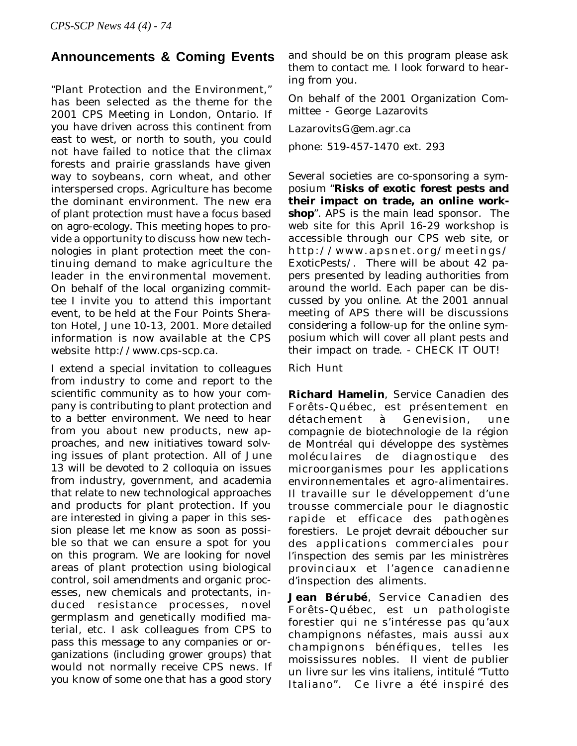## Announcements & Coming Events

"Plant Protection and the Environment," has been selected as the theme for the 2001 CPS Meeting in London, Ontario. If you have driven across this continent from east to west, or north to south, you could not have failed to notice that the climax forests and prairie grasslands have given way to soybeans, corn wheat, and other interspersed crops. Agriculture has become the dominant environment. The new era of plant protection must have a focus based on agro-ecology. This meeting hopes to provide a opportunity to discuss how new technologies in plant protection meet the continuing demand to make agriculture the leader in the environmental movement. On behalf of the local organizing committee I invite you to attend this important event, to be held at the Four Points Sheraton Hotel, June 10-13, 2001. More detailed information is now available at the CPS website http://www.cps-scp.ca.

I extend a special invitation to colleagues from industry to come and report to the scientific community as to how your company is contributing to plant protection and to a better environment. We need to hear from you about new products, new approaches, and new initiatives toward solving issues of plant protection. All of June 13 will be devoted to 2 colloquia on issues from industry, government, and academia that relate to new technological approaches and products for plant protection. If you are interested in giving a paper in this session please let me know as soon as possible so that we can ensure a spot for you on this program. We are looking for novel areas of plant protection using biological control, soil amendments and organic processes, new chemicals and protectants, induced resistance processes, novel germplasm and genetically modified material, etc. I ask colleagues from CPS to pass this message to any companies or organizations (including grower groups) that would not normally receive CPS news. If you know of some one that has a good story and should be on this program please ask them to contact me. I look forward to hearing from you.

On behalf of the 2001 Organization Committee - George Lazarovits

LazarovitsG@em.agr.ca

phone: 519-457-1470 ext. 293

Several societies are co-sponsoring a symposium "**Risks of exotic forest pests and their impact on trade, an online workshop**". APS is the main lead sponsor. The web site for this April 16-29 workshop is accessible through our CPS web site, or http://www.apsnet.org/meetings/ExoticPests/. There will be about 42 papers presented by leading authorities from around the world. Each paper can be discussed by you online. At the 2001 annual meeting of APS there will be discussions considering a follow-up for the online symposium which will cover all plant pests and their impact on trade. - CHECK IT OUT!

Rich Hunt

**Richard Hamelin**, Service Canadien des Forêts-Québec, est présentement en détachement à Genevision, une compagnie de biotechnologie de la région de Montréal qui développe des systèmes moléculaires de diagnostique des microorganismes pour les applications environnementales et agro-alimentaires. Il travaille sur le développement d'une trousse commerciale pour le diagnostic rapide et efficace des pathogènes forestiers. Le projet devrait déboucher sur des applications commerciales pour l'inspection des semis par les ministrères provinciaux et l'agence canadienne d'inspection des aliments.

**Jean Bérubé**, Service Canadien des Forêts-Québec, est un pathologiste forestier qui ne s'intéresse pas qu'aux champignons néfastes, mais aussi aux champignons bénéfiques, telles les moississures nobles. Il vient de publier un livre sur les vins italiens, intitulé "Tutto Italiano". Ce livre a été inspiré des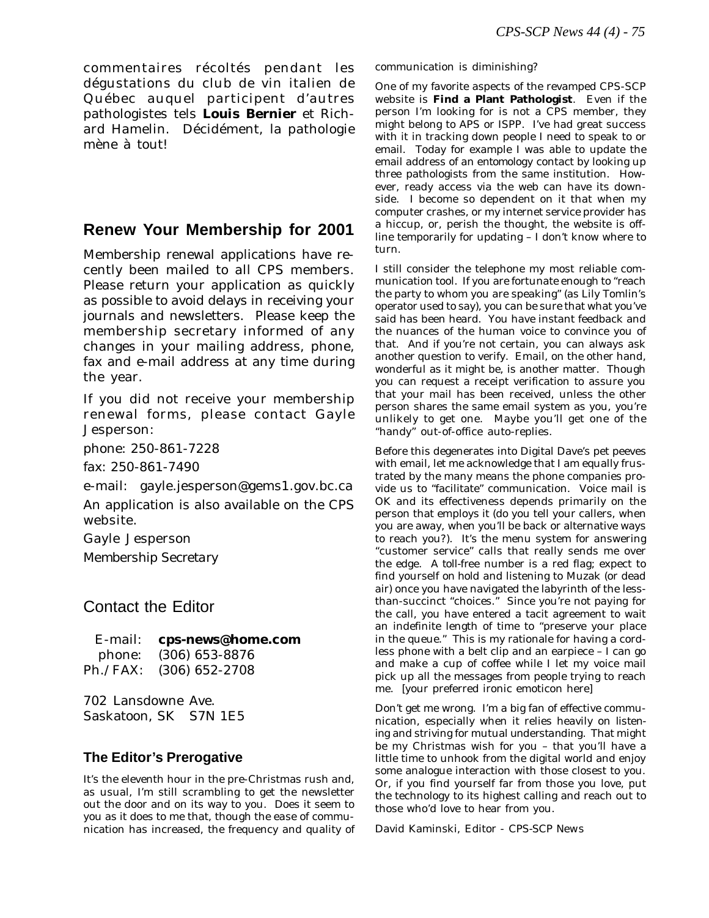commentaires récoltés pendant les dégustations du club de vin italien de Québec auquel participent d'autres pathologistes tels **Louis Bernier** et Richard Hamelin. Décidément, la pathologie mène à tout!

## Renew Your Membership for 2001

Membership renewal applications have recently been mailed to all CPS members. Please return your application as quickly as possible to avoid delays in receiving your journals and newsletters. Please keep the membership secretary informed of any changes in your mailing address, phone, fax and e-mail address at any time during the year.

If you did not receive your membership renewal forms, please contact Gayle Jesperson:

phone: 250-861-7228

fax: 250-861-7490

e-mail: gayle.jesperson@gems1.gov.bc.ca

An application is also available on the CPS website.

Gayle Jesperson

Membership Secretary

## Contact the Editor

E-mail: **cps-news@home.com**
phone: (306) 653-8876
Ph./FAX: (306) 652-2708

702 Lansdowne Ave.
Saskatoon, SK S7N 1E5

### The Editor's Prerogative

It's the eleventh hour in the pre-Christmas rush and, as usual, I'm still scrambling to get the newsletter out the door and on its way to you. Does it seem to you as it does to me that, though the ease of communication has increased, the frequency and quality of communication is diminishing?

One of my favorite aspects of the revamped CPS-SCP website is **Find a Plant Pathologist**. Even if the person I'm looking for is not a CPS member, they might belong to APS or ISPP. I've had great success with it in tracking down people I need to speak to or email. Today for example I was able to update the email address of an entomology contact by looking up three pathologists from the same institution. However, ready access via the web can have its downside. I become so dependent on it that when my computer crashes, or my internet service provider has a hiccup, or, perish the thought, the website is offline temporarily for updating – I don't know where to turn.

I still consider the telephone my most reliable communication tool. If you are fortunate enough to "reach the party to whom you are speaking" (as Lily Tomlin's operator used to say), you can be sure that what you've said has been heard. You have instant feedback and the nuances of the human voice to convince you of that. And if you're not certain, you can always ask another question to verify. Email, on the other hand, wonderful as it might be, is another matter. Though you can request a receipt verification to assure you that your mail has been received, unless the other person shares the same email system as you, you're unlikely to get one. Maybe you'll get one of the "handy" out-of-office auto-replies.

Before this degenerates into Digital Dave's pet peeves with email, let me acknowledge that I am equally frustrated by the many means the phone companies provide us to "facilitate" communication. Voice mail is OK and its effectiveness depends primarily on the person that employs it (do you tell your callers, when you are away, when you'll be back or alternative ways to reach you?). It's the menu system for answering "customer service" calls that really sends me over the edge. A toll-free number is a red flag; expect to find yourself on hold and listening to Muzak (or dead air) once you have navigated the labyrinth of the less-than-succinct "choices." Since you're not paying for the call, you have entered a tacit agreement to wait an indefinite length of time to "preserve your place in the queue." This is my rationale for having a cordless phone with a belt clip and an earpiece – I can go and make a cup of coffee while I let my voice mail pick up all the messages from people trying to reach me. [your preferred ironic emoticon here]

Don't get me wrong. I'm a big fan of effective communication, especially when it relies heavily on listening and striving for mutual understanding. That might be my Christmas wish for you – that you'll have a little time to unhook from the digital world and enjoy some analogue interaction with those closest to you. Or, if you find yourself far from those you love, put the technology to its highest calling and reach out to those who'd love to hear from you.

David Kaminski, Editor - CPS-SCP News